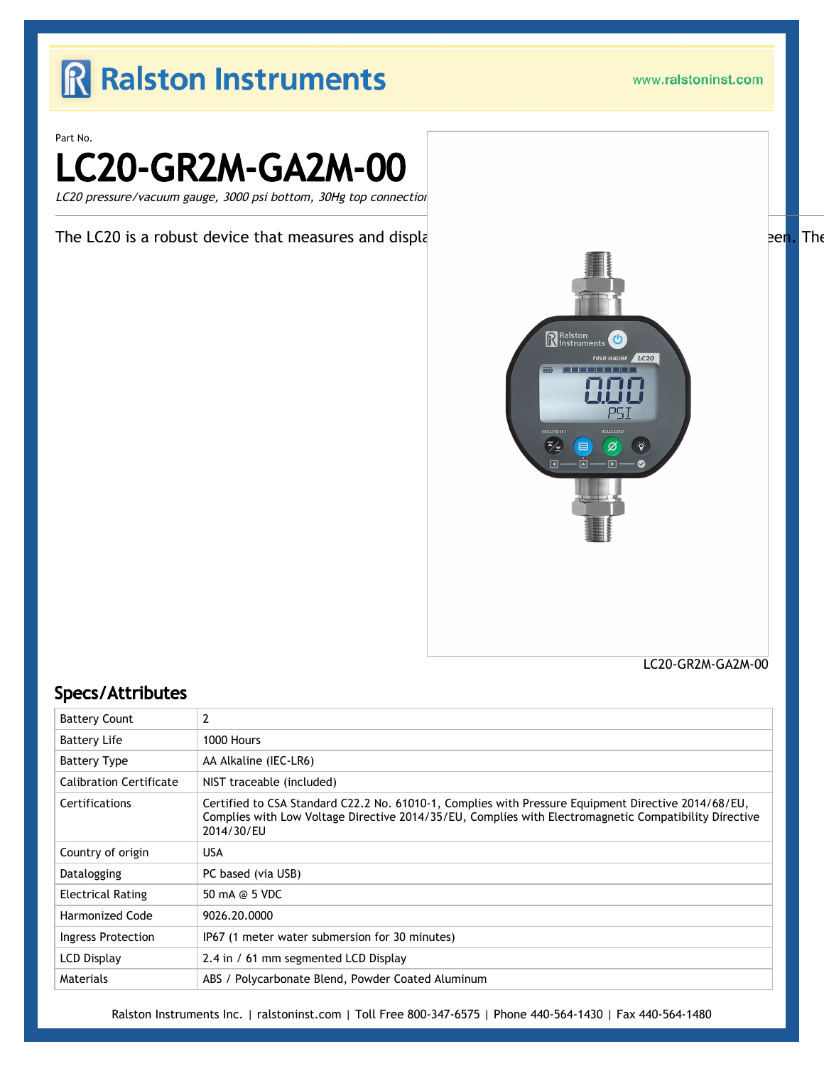# Ralston Instruments

www.ralstoninst.com

Part No.

# LC20-GR2M-GA2M-00

*LC20 pressure/vacuum gauge, 3000 psi bottom, 30Hg top connectior*

The LC20 is a robust device that measures and displa een. The

LC20-GR2M-GA2M-00

## Specs/Attributes

| Battery Count | 2 |
|---|---|
| Battery Life | 1000 Hours |
| Battery Type | AA Alkaline (IEC-LR6) |
| Calibration Certificate | NIST traceable (included) |
| Certifications | Certified to CSA Standard C22.2 No. 61010-1, Complies with Pressure Equipment Directive 2014/68/EU, Complies with Low Voltage Directive 2014/35/EU, Complies with Electromagnetic Compatibility Directive 2014/30/EU |
| Country of origin | USA |
| Datalogging | PC based (via USB) |
| Electrical Rating | 50 mA @ 5 VDC |
| Harmonized Code | 9026.20.0000 |
| Ingress Protection | IP67 (1 meter water submersion for 30 minutes) |
| LCD Display | 2.4 in / 61 mm segmented LCD Display |
| Materials | ABS / Polycarbonate Blend, Powder Coated Aluminum |

Ralston Instruments Inc. | ralstoninst.com | Toll Free 800-347-6575 | Phone 440-564-1430 | Fax 440-564-1480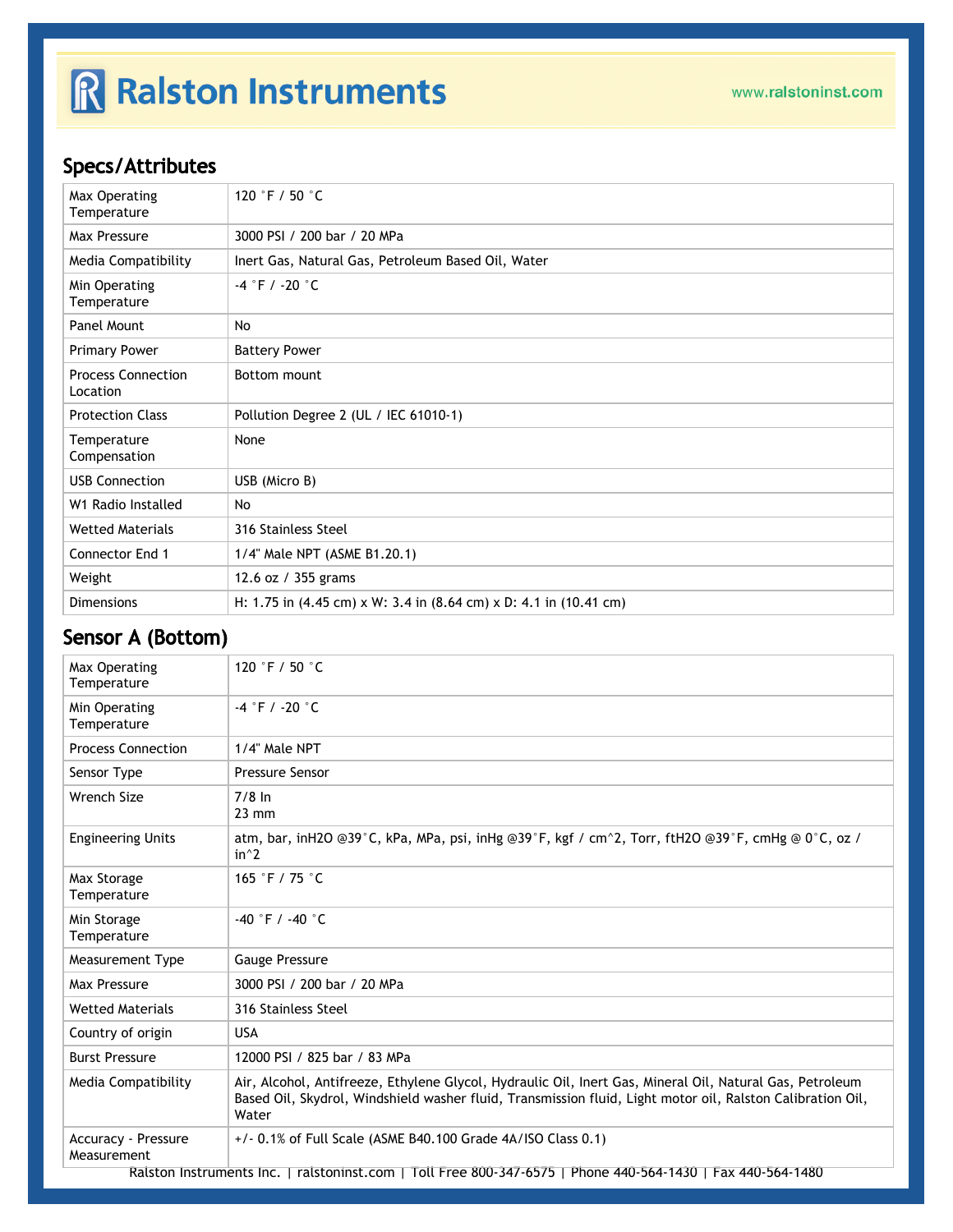## Specs/Attributes

| | |
|---|---|
| Max Operating Temperature | 120 °F / 50 °C |
| Max Pressure | 3000 PSI / 200 bar / 20 MPa |
| Media Compatibility | Inert Gas, Natural Gas, Petroleum Based Oil, Water |
| Min Operating Temperature | -4 °F / -20 °C |
| Panel Mount | No |
| Primary Power | Battery Power |
| Process Connection Location | Bottom mount |
| Protection Class | Pollution Degree 2 (UL / IEC 61010-1) |
| Temperature Compensation | None |
| USB Connection | USB (Micro B) |
| W1 Radio Installed | No |
| Wetted Materials | 316 Stainless Steel |
| Connector End 1 | 1/4" Male NPT (ASME B1.20.1) |
| Weight | 12.6 oz / 355 grams |
| Dimensions | H: 1.75 in (4.45 cm) x W: 3.4 in (8.64 cm) x D: 4.1 in (10.41 cm) |

## Sensor A (Bottom)

| | |
|---|---|
| Max Operating Temperature | 120 °F / 50 °C |
| Min Operating Temperature | -4 °F / -20 °C |
| Process Connection | 1/4" Male NPT |
| Sensor Type | Pressure Sensor |
| Wrench Size | 7/8 In<br>23 mm |
| Engineering Units | atm, bar, inH2O @39°C, kPa, MPa, psi, inHg @39°F, kgf / cm^2, Torr, ftH2O @39°F, cmHg @ 0°C, oz / in^2 |
| Max Storage Temperature | 165 °F / 75 °C |
| Min Storage Temperature | -40 °F / -40 °C |
| Measurement Type | Gauge Pressure |
| Max Pressure | 3000 PSI / 200 bar / 20 MPa |
| Wetted Materials | 316 Stainless Steel |
| Country of origin | USA |
| Burst Pressure | 12000 PSI / 825 bar / 83 MPa |
| Media Compatibility | Air, Alcohol, Antifreeze, Ethylene Glycol, Hydraulic Oil, Inert Gas, Mineral Oil, Natural Gas, Petroleum Based Oil, Skydrol, Windshield washer fluid, Transmission fluid, Light motor oil, Ralston Calibration Oil, Water |
| Accuracy - Pressure Measurement | +/- 0.1% of Full Scale (ASME B40.100 Grade 4A/ISO Class 0.1) |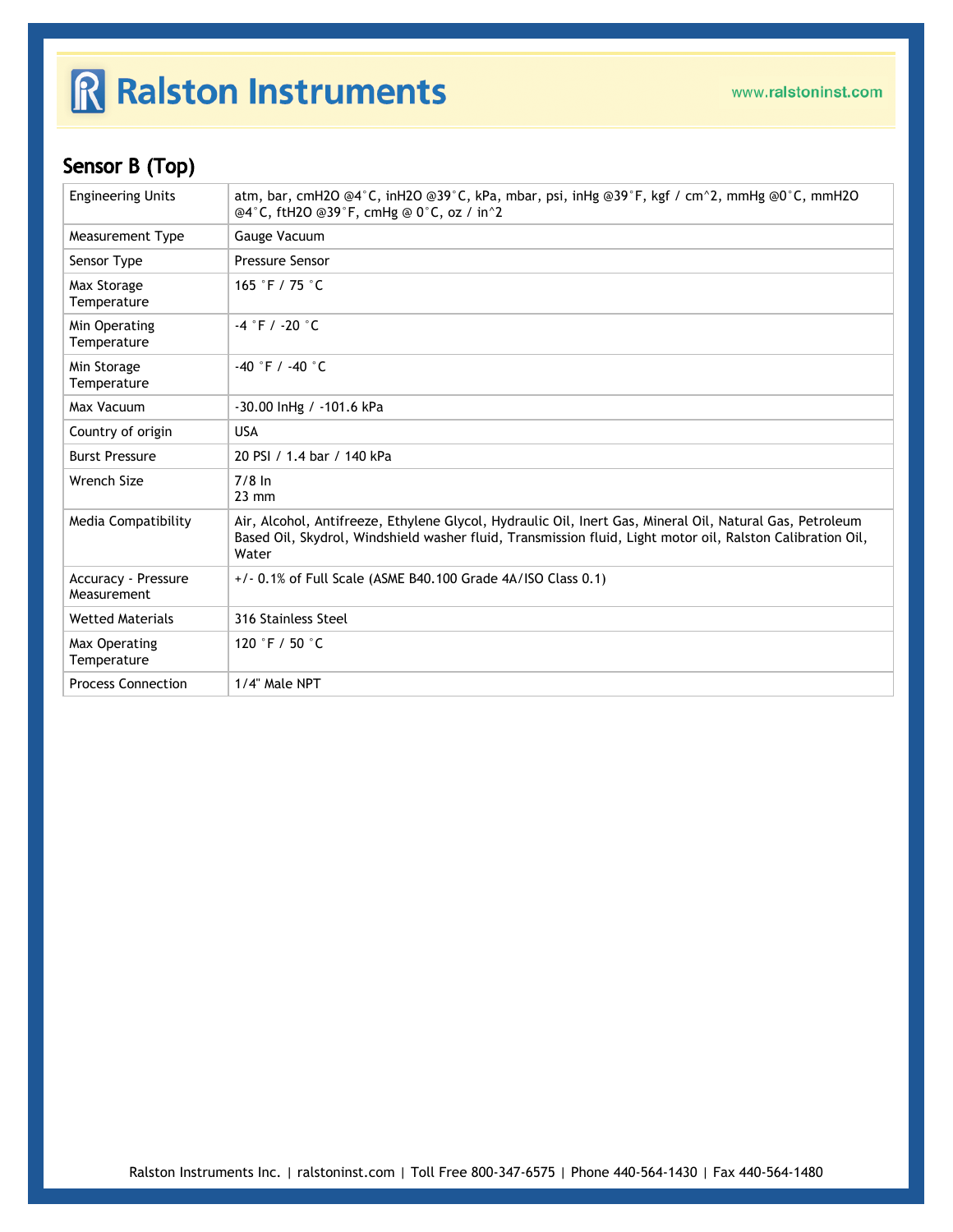## Sensor B (Top)

| | |
|---|---|
| Engineering Units | atm, bar, cmH2O @4°C, inH2O @39°C, kPa, mbar, psi, inHg @39°F, kgf / cm^2, mmHg @0°C, mmH2O @4°C, ftH2O @39°F, cmHg @ 0°C, oz / in^2 |
| Measurement Type | Gauge Vacuum |
| Sensor Type | Pressure Sensor |
| Max Storage Temperature | 165 °F / 75 °C |
| Min Operating Temperature | -4 °F / -20 °C |
| Min Storage Temperature | -40 °F / -40 °C |
| Max Vacuum | -30.00 InHg / -101.6 kPa |
| Country of origin | USA |
| Burst Pressure | 20 PSI / 1.4 bar / 140 kPa |
| Wrench Size | 7/8 In<br>23 mm |
| Media Compatibility | Air, Alcohol, Antifreeze, Ethylene Glycol, Hydraulic Oil, Inert Gas, Mineral Oil, Natural Gas, Petroleum Based Oil, Skydrol, Windshield washer fluid, Transmission fluid, Light motor oil, Ralston Calibration Oil, Water |
| Accuracy - Pressure Measurement | +/- 0.1% of Full Scale (ASME B40.100 Grade 4A/ISO Class 0.1) |
| Wetted Materials | 316 Stainless Steel |
| Max Operating Temperature | 120 °F / 50 °C |
| Process Connection | 1/4" Male NPT |